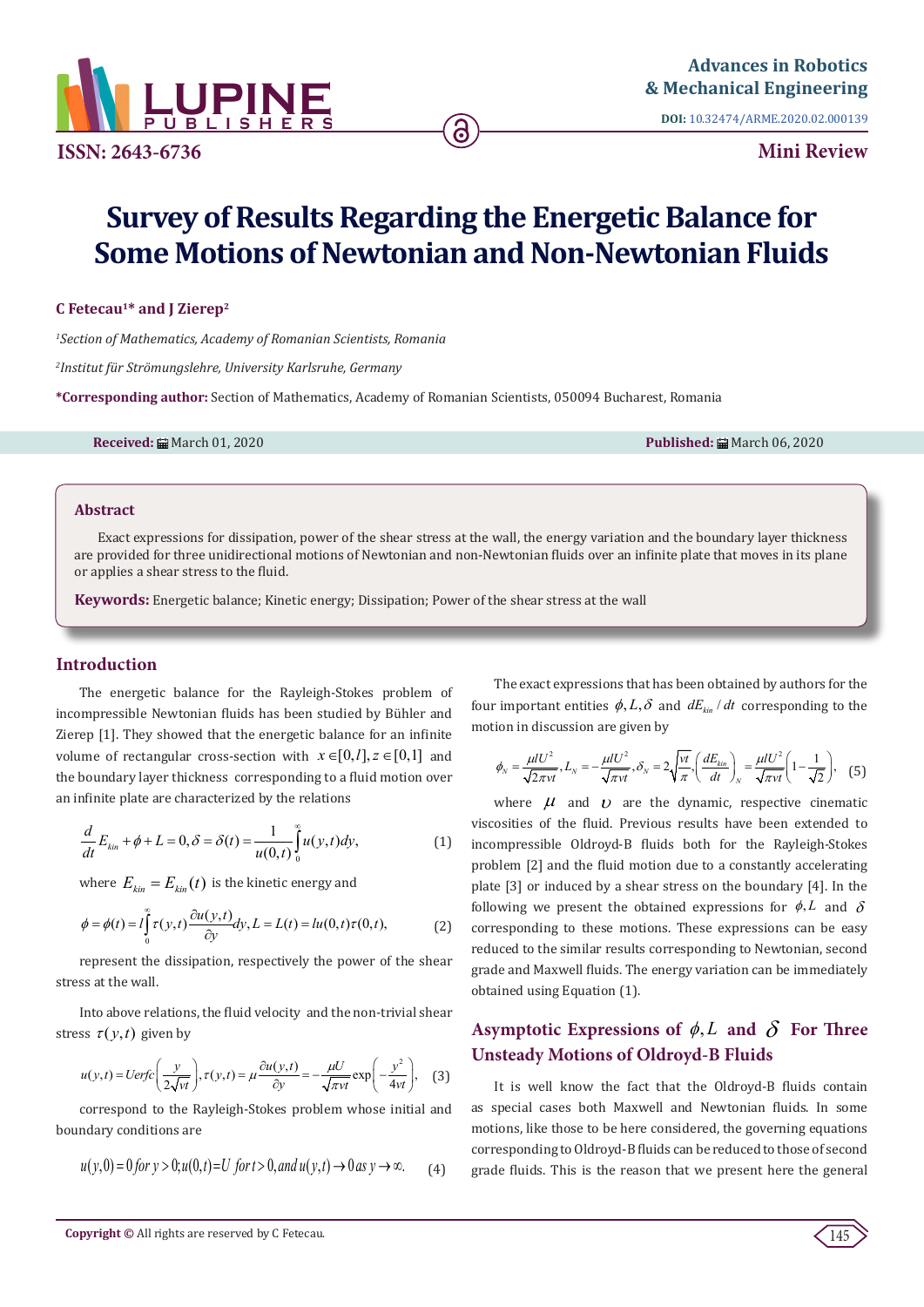# Survey of Results Regarding the Energetic Balance for Some Motions of Newtonian and Non-Newtonian Fluids

**C Fetecau[1]* and J Zierep[2]**

*[1]Section of Mathematics, Academy of Romanian Scientists, Romania*

*[2]Institut für Strömungslehre, University Karlsruhe, Germany*

**\*Corresponding author:** Section of Mathematics, Academy of Romanian Scientists, 050094 Bucharest, Romania

**Received:** March 01, 2020 **Published:** March 06, 2020

## Abstract

Exact expressions for dissipation, power of the shear stress at the wall, the energy variation and the boundary layer thickness are provided for three unidirectional motions of Newtonian and non-Newtonian fluids over an infinite plate that moves in its plane or applies a shear stress to the fluid.

**Keywords:** Energetic balance; Kinetic energy; Dissipation; Power of the shear stress at the wall

## Introduction

The energetic balance for the Rayleigh-Stokes problem of incompressible Newtonian fluids has been studied by Bühler and Zierep [1]. They showed that the energetic balance for an infinite volume of rectangular cross-section with $x \in [0,l], z \in [0,1]$ and the boundary layer thickness corresponding to a fluid motion over an infinite plate are characterized by the relations

$$\frac{d}{dt}E_{kin} + \phi + L = 0, \delta = \delta(t) = \frac{1}{u(0,t)}\int_0^\infty u(y,t)dy, \tag{1}$$

where $E_{kin} = E_{kin}(t)$ is the kinetic energy and

$$\phi = \phi(t) = l\int_0^\infty \tau(y,t)\frac{\partial u(y,t)}{\partial y}dy, L = L(t) = lu(0,t)\tau(0,t), \tag{2}$$

represent the dissipation, respectively the power of the shear stress at the wall.

Into above relations, the fluid velocity and the non-trivial shear stress $\tau(y,t)$ given by

$$u(y,t) = Uerfc\left(\frac{y}{2\sqrt{vt}}\right), \tau(y,t) = \mu\frac{\partial u(y,t)}{\partial y} = -\frac{\mu U}{\sqrt{\pi vt}}\exp\left(-\frac{y^2}{4vt}\right), \tag{3}$$

correspond to the Rayleigh-Stokes problem whose initial and boundary conditions are

$$u(y,0) = 0 \text{ for } y > 0; u(0,t) = U \text{ for } t > 0, \text{and } u(y,t) \to 0 \text{ as } y \to \infty. \tag{4}$$

The exact expressions that has been obtained by authors for the four important entities $\phi, L, \delta$ and $dE_{kin}/dt$ corresponding to the motion in discussion are given by

$$\phi_N = \frac{\mu l U^2}{\sqrt{2\pi vt}}, L_N = -\frac{\mu l U^2}{\sqrt{\pi vt}}, \delta_N = 2\sqrt{\frac{vt}{\pi}}, \left(\frac{dE_{kin}}{dt}\right)_N = \frac{\mu l U^2}{\sqrt{\pi vt}}\left(1 - \frac{1}{\sqrt{2}}\right), \tag{5}$$

where $\mu$ and $\upsilon$ are the dynamic, respective cinematic viscosities of the fluid. Previous results have been extended to incompressible Oldroyd-B fluids both for the Rayleigh-Stokes problem [2] and the fluid motion due to a constantly accelerating plate [3] or induced by a shear stress on the boundary [4]. In the following we present the obtained expressions for $\phi, L$ and $\delta$ corresponding to these motions. These expressions can be easy reduced to the similar results corresponding to Newtonian, second grade and Maxwell fluids. The energy variation can be immediately obtained using Equation (1).

## Asymptotic Expressions of $\phi, L$ and $\delta$ For Three Unsteady Motions of Oldroyd-B Fluids

It is well know the fact that the Oldroyd-B fluids contain as special cases both Maxwell and Newtonian fluids. In some motions, like those to be here considered, the governing equations corresponding to Oldroyd-B fluids can be reduced to those of second grade fluids. This is the reason that we present here the general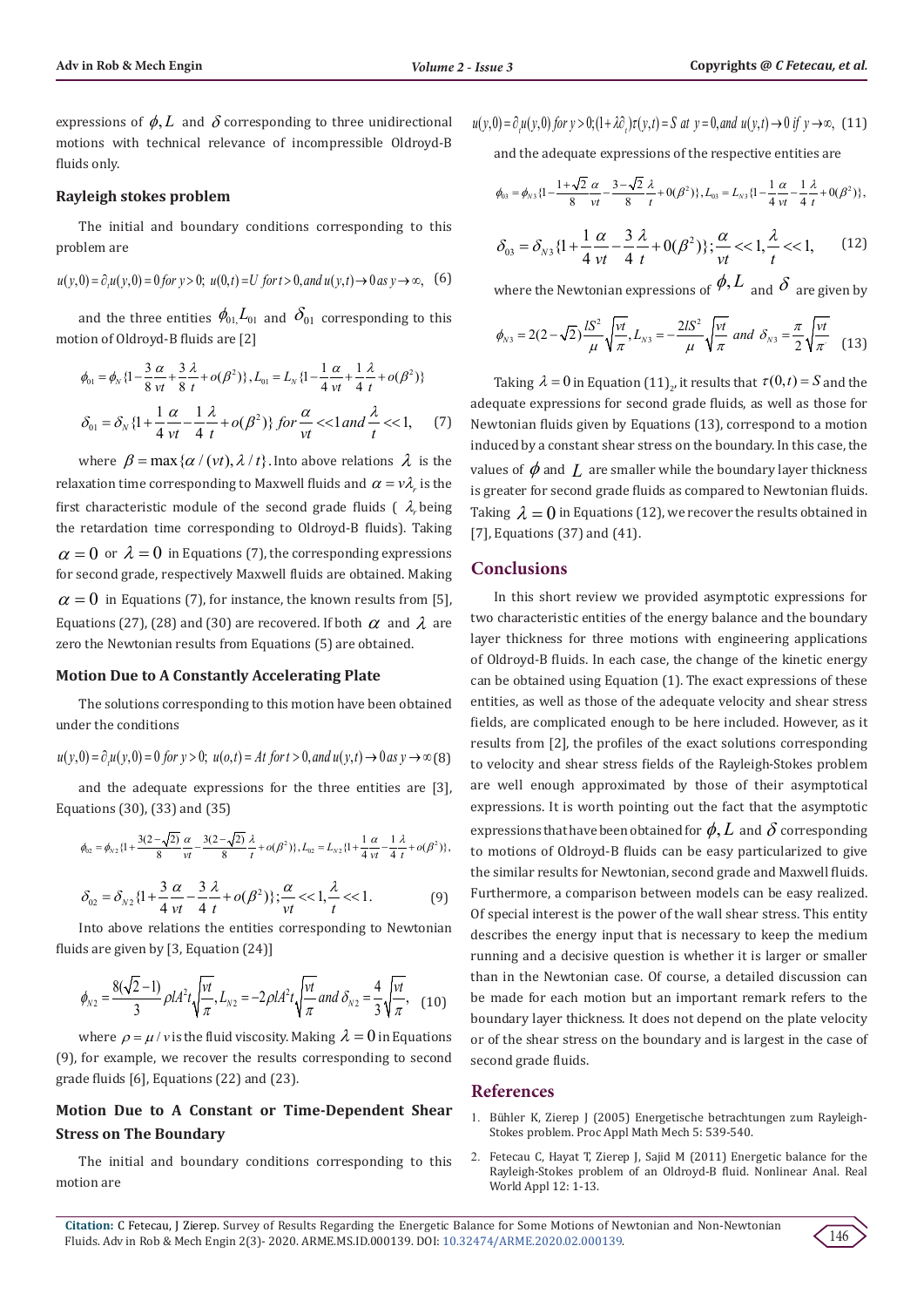expressions of $\phi, L$ and $\delta$ corresponding to three unidirectional motions with technical relevance of incompressible Oldroyd-B fluids only.

### Rayleigh stokes problem

The initial and boundary conditions corresponding to this problem are

$$u(y,0) = \partial_t u(y,0) = 0 \; for \; y > 0; \; u(0,t) = U \; for \; t > 0, and \; u(y,t) \to 0 \; as \; y \to \infty, \quad (6)$$

and the three entities $\phi_{01,} L_{01}$ and $\delta_{01}$ corresponding to this motion of Oldroyd-B fluids are [2]

$$\phi_{01} = \phi_N \{1 - \frac{3}{8}\frac{\alpha}{vt} + \frac{3}{8}\frac{\lambda}{t} + o(\beta^2)\}, L_{01} = L_N \{1 - \frac{1}{4}\frac{\alpha}{vt} + \frac{1}{4}\frac{\lambda}{t} + o(\beta^2)\}$$

$$\delta_{01} = \delta_N \{1 + \frac{1}{4}\frac{\alpha}{vt} - \frac{1}{4}\frac{\lambda}{t} + o(\beta^2)\} \; for \; \frac{\alpha}{vt} << 1 \; and \; \frac{\lambda}{t} << 1, \quad (7)$$

where $\beta = \max\{\alpha/(vt), \lambda/t\}$. Into above relations $\lambda$ is the relaxation time corresponding to Maxwell fluids and $\alpha = v\lambda_r$ is the first characteristic module of the second grade fluids ( $\lambda_r$ being the retardation time corresponding to Oldroyd-B fluids). Taking $\alpha = 0$ or $\lambda = 0$ in Equations (7), the corresponding expressions for second grade, respectively Maxwell fluids are obtained. Making $\alpha = 0$ in Equations (7), for instance, the known results from [5], Equations (27), (28) and (30) are recovered. If both $\alpha$ and $\lambda$ are zero the Newtonian results from Equations (5) are obtained.

### Motion Due to A Constantly Accelerating Plate

The solutions corresponding to this motion have been obtained under the conditions

$$u(y,0) = \partial_t u(y,0) = 0 \; for \; y > 0; \; u(o,t) = At \; for \; t > 0, and \; u(y,t) \to 0 \; as \; y \to \infty \quad (8)$$

and the adequate expressions for the three entities are [3], Equations (30), (33) and (35)

$$\phi_{02} = \phi_{N2} \{1 + \frac{3(2-\sqrt{2})}{8}\frac{\alpha}{vt} - \frac{3(2-\sqrt{2})}{8}\frac{\lambda}{t} + o(\beta^2)\}, L_{02} = L_{N2} \{1 + \frac{1}{4}\frac{\alpha}{vt} - \frac{1}{4}\frac{\lambda}{t} + o(\beta^2)\},$$

$$\delta_{02} = \delta_{N2} \{1 + \frac{3}{4}\frac{\alpha}{vt} - \frac{3}{4}\frac{\lambda}{t} + o(\beta^2)\}; \frac{\alpha}{vt} << 1, \frac{\lambda}{t} << 1. \quad (9)$$

Into above relations the entities corresponding to Newtonian fluids are given by [3, Equation (24)]

$$\phi_{N2} = \frac{8(\sqrt{2}-1)}{3}\rho l A^2 t \sqrt{\frac{vt}{\pi}}, L_{N2} = -2\rho l A^2 t \sqrt{\frac{vt}{\pi}} \; and \; \delta_{N2} = \frac{4}{3}\sqrt{\frac{vt}{\pi}}, \quad (10)$$

where $\rho = \mu / v$ is the fluid viscosity. Making $\lambda = 0$ in Equations (9), for example, we recover the results corresponding to second grade fluids [6], Equations (22) and (23).

### Motion Due to A Constant or Time-Dependent Shear Stress on The Boundary

The initial and boundary conditions corresponding to this motion are

$$u(y,0) = \partial_t u(y,0) \; for \; y > 0; (1 + \lambda\partial_t)\tau(y,t) = S \; at \; y = 0, and \; u(y,t) \to 0 \; if \; y \to \infty, \quad (11)$$

and the adequate expressions of the respective entities are

$$\phi_{03} = \phi_{N3} \{1 - \frac{1+\sqrt{2}}{8}\frac{\alpha}{vt} - \frac{3-\sqrt{2}}{8}\frac{\lambda}{t} + 0(\beta^2)\}, L_{03} = L_{N3} \{1 - \frac{1}{4}\frac{\alpha}{vt} - \frac{1}{4}\frac{\lambda}{t} + 0(\beta^2)\},$$

$$\delta_{03} = \delta_{N3} \{1 + \frac{1}{4}\frac{\alpha}{vt} - \frac{3}{4}\frac{\lambda}{t} + 0(\beta^2)\}; \frac{\alpha}{vt} << 1, \frac{\lambda}{t} << 1, \quad (12)$$

where the Newtonian expressions of $\phi, L$ and $\delta$ are given by

$$\phi_{N3} = 2(2-\sqrt{2})\frac{lS^2}{\mu}\sqrt{\frac{vt}{\pi}}, L_{N3} = -\frac{2lS^2}{\mu}\sqrt{\frac{vt}{\pi}} \; and \; \delta_{N3} = \frac{\pi}{2}\sqrt{\frac{vt}{\pi}} \quad (13)$$

Taking $\lambda = 0$ in Equation $(11)_2$, it results that $\tau(0,t) = S$ and the adequate expressions for second grade fluids, as well as those for Newtonian fluids given by Equations (13), correspond to a motion induced by a constant shear stress on the boundary. In this case, the values of $\phi$ and $L$ are smaller while the boundary layer thickness is greater for second grade fluids as compared to Newtonian fluids. Taking $\lambda = 0$ in Equations (12), we recover the results obtained in [7], Equations (37) and (41).

## Conclusions

In this short review we provided asymptotic expressions for two characteristic entities of the energy balance and the boundary layer thickness for three motions with engineering applications of Oldroyd-B fluids. In each case, the change of the kinetic energy can be obtained using Equation (1). The exact expressions of these entities, as well as those of the adequate velocity and shear stress fields, are complicated enough to be here included. However, as it results from [2], the profiles of the exact solutions corresponding to velocity and shear stress fields of the Rayleigh-Stokes problem are well enough approximated by those of their asymptotical expressions. It is worth pointing out the fact that the asymptotic expressions that have been obtained for $\phi, L$ and $\delta$ corresponding to motions of Oldroyd-B fluids can be easy particularized to give the similar results for Newtonian, second grade and Maxwell fluids. Furthermore, a comparison between models can be easy realized. Of special interest is the power of the wall shear stress. This entity describes the energy input that is necessary to keep the medium running and a decisive question is whether it is larger or smaller than in the Newtonian case. Of course, a detailed discussion can be made for each motion but an important remark refers to the boundary layer thickness. It does not depend on the plate velocity or of the shear stress on the boundary and is largest in the case of second grade fluids.

## References

1. Bühler K, Zierep J (2005) Energetische betrachtungen zum Rayleigh-Stokes problem. Proc Appl Math Mech 5: 539-540.
2. Fetecau C, Hayat T, Zierep J, Sajid M (2011) Energetic balance for the Rayleigh-Stokes problem of an Oldroyd-B fluid. Nonlinear Anal. Real World Appl 12: 1-13.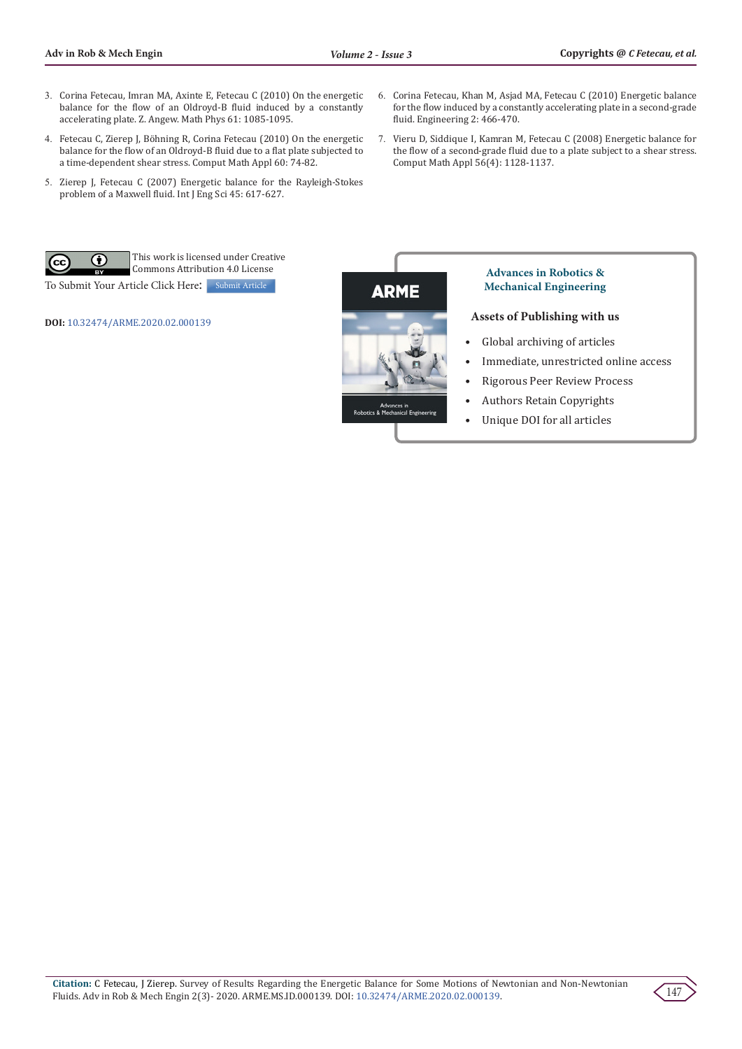3. Corina Fetecau, Imran MA, Axinte E, Fetecau C (2010) On the energetic balance for the flow of an Oldroyd-B fluid induced by a constantly accelerating plate. Z. Angew. Math Phys 61: 1085-1095.
4. Fetecau C, Zierep J, Böhning R, Corina Fetecau (2010) On the energetic balance for the flow of an Oldroyd-B fluid due to a flat plate subjected to a time-dependent shear stress. Comput Math Appl 60: 74-82.
5. Zierep J, Fetecau C (2007) Energetic balance for the Rayleigh-Stokes problem of a Maxwell fluid. Int J Eng Sci 45: 617-627.
6. Corina Fetecau, Khan M, Asjad MA, Fetecau C (2010) Energetic balance for the flow induced by a constantly accelerating plate in a second-grade fluid. Engineering 2: 466-470.
7. Vieru D, Siddique I, Kamran M, Fetecau C (2008) Energetic balance for the flow of a second-grade fluid due to a plate subject to a shear stress. Comput Math Appl 56(4): 1128-1137.

This work is licensed under Creative Commons Attribution 4.0 License

To Submit Your Article Click Here: Submit Article

**DOI:** 10.32474/ARME.2020.02.000139

**Advances in Robotics & Mechanical Engineering**

**Assets of Publishing with us**

- Global archiving of articles
- Immediate, unrestricted online access
- Rigorous Peer Review Process
- Authors Retain Copyrights
- Unique DOI for all articles

**Citation:** C Fetecau, J Zierep. Survey of Results Regarding the Energetic Balance for Some Motions of Newtonian and Non-Newtonian Fluids. Adv in Rob & Mech Engin 2(3)- 2020. ARME.MS.ID.000139. DOI: 10.32474/ARME.2020.02.000139.